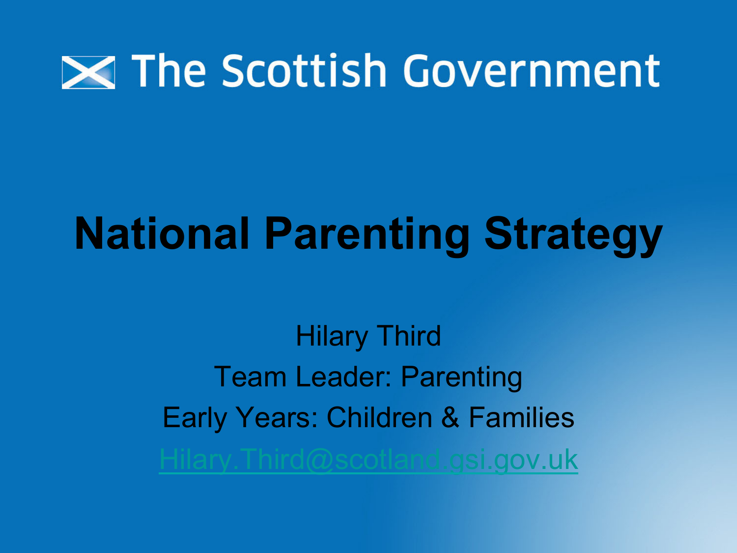The Scottish Government

# National Parenting Strategy

Hilary Third

Team Leader: Parenting

Early Years: Children & Families

Hilary.Third@scotland.gsi.gov.uk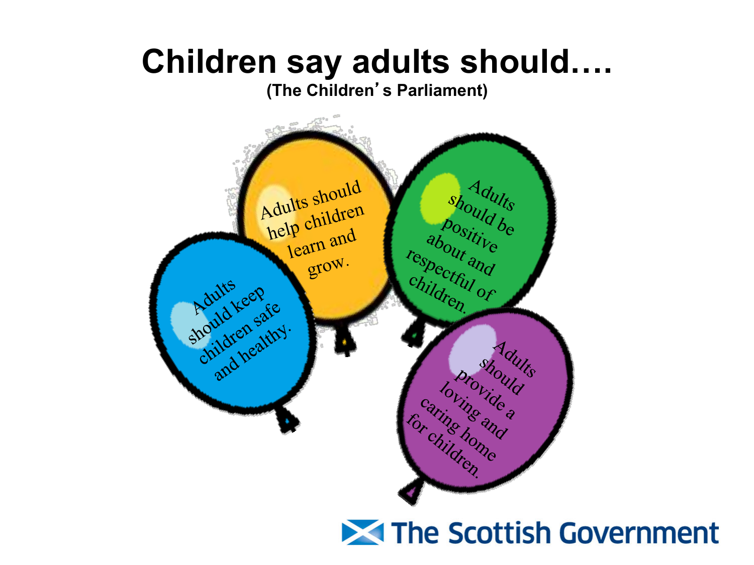# Children say adults should….

**(The Children's Parliament)**

- Adults should help children learn and grow.
- Adults should be positive about and respectful of children.
- Adults should keep children safe and healthy.
- Adults should provide a loving and caring home for children.

The Scottish Government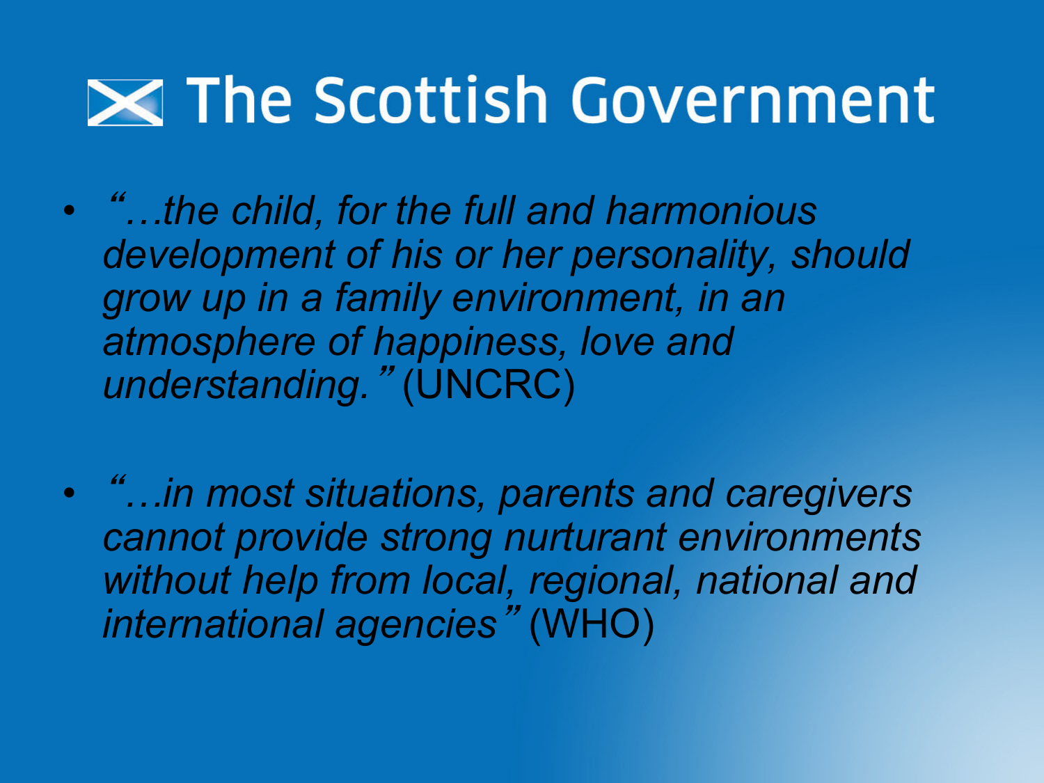# The Scottish Government

- *"…the child, for the full and harmonious development of his or her personality, should grow up in a family environment, in an atmosphere of happiness, love and understanding."* (UNCRC)

- *"…in most situations, parents and caregivers cannot provide strong nurturant environments without help from local, regional, national and international agencies"* (WHO)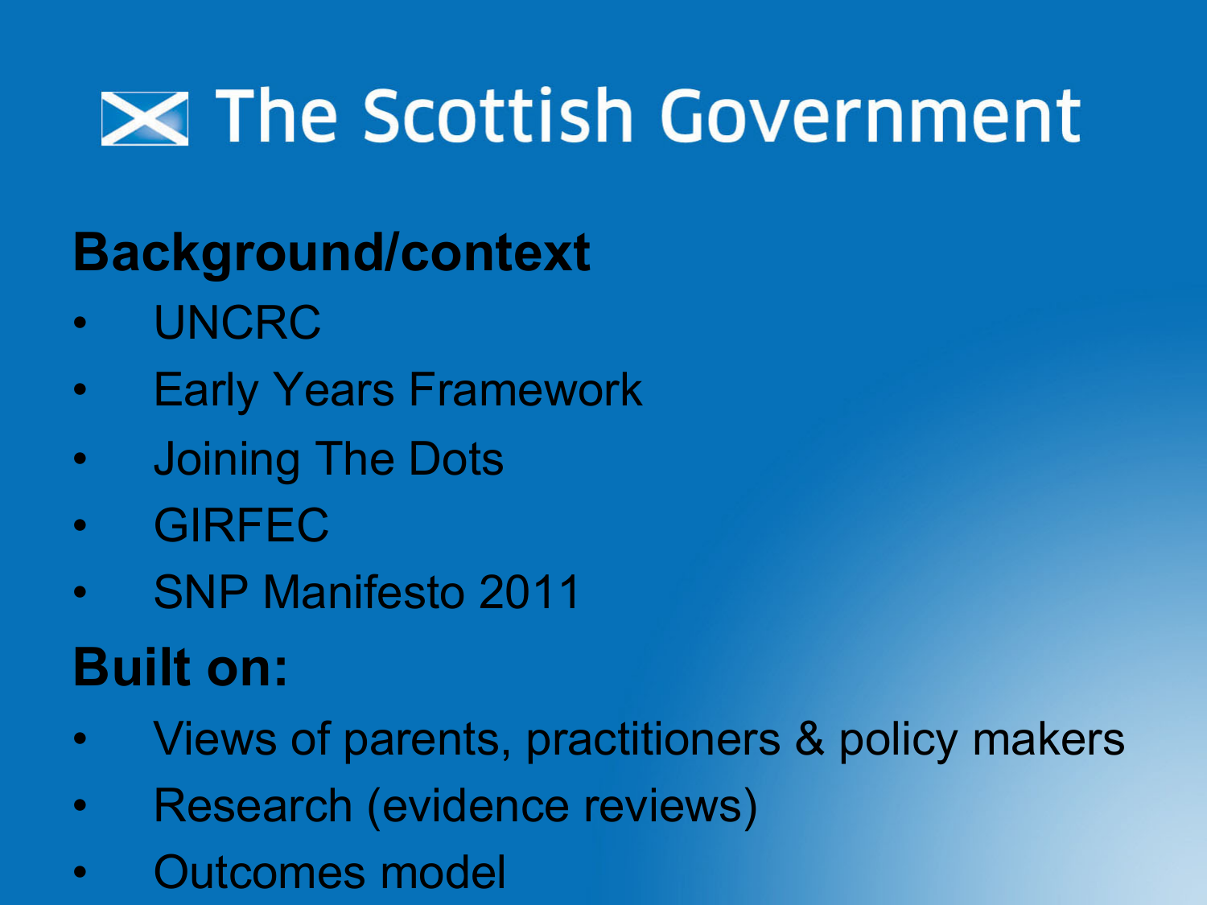# The Scottish Government

## Background/context

- UNCRC
- Early Years Framework
- Joining The Dots
- GIRFEC
- SNP Manifesto 2011

## Built on:

- Views of parents, practitioners & policy makers
- Research (evidence reviews)
- Outcomes model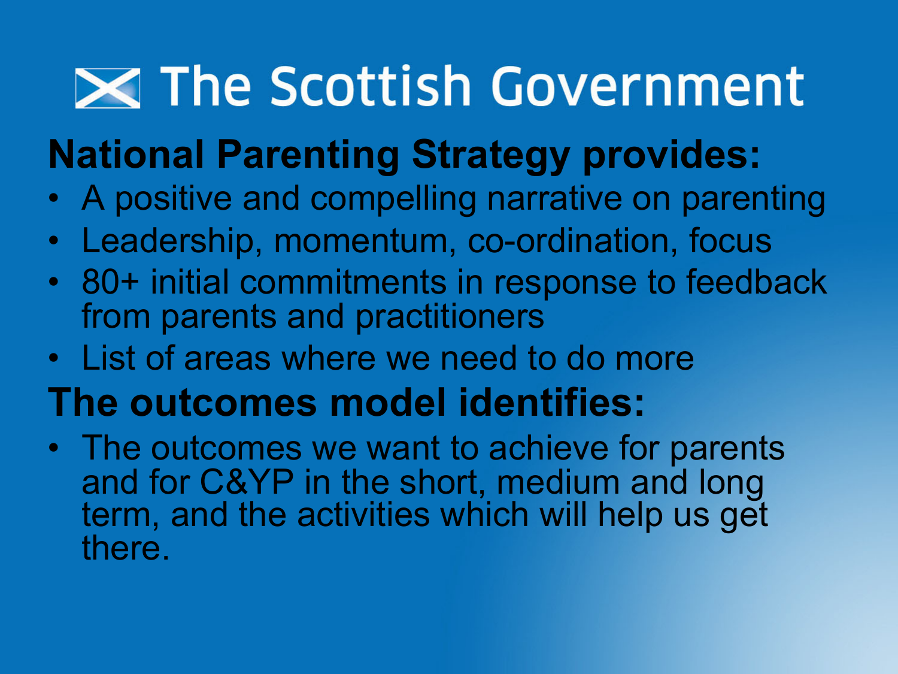# The Scottish Government

## National Parenting Strategy provides:

- A positive and compelling narrative on parenting
- Leadership, momentum, co-ordination, focus
- 80+ initial commitments in response to feedback from parents and practitioners
- List of areas where we need to do more

## The outcomes model identifies:

- The outcomes we want to achieve for parents and for C&YP in the short, medium and long term, and the activities which will help us get there.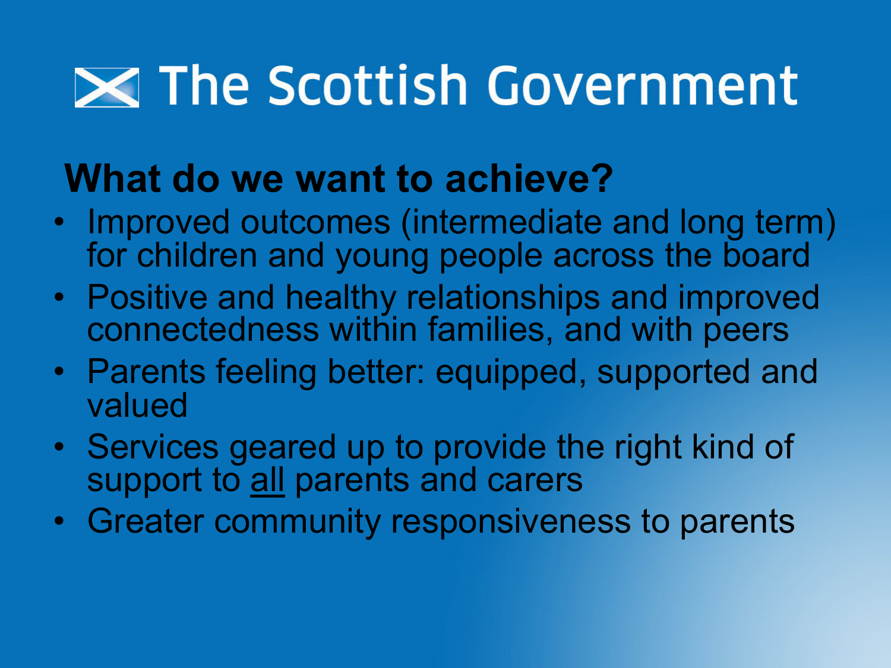# The Scottish Government

## What do we want to achieve?

- Improved outcomes (intermediate and long term) for children and young people across the board
- Positive and healthy relationships and improved connectedness within families, and with peers
- Parents feeling better: equipped, supported and valued
- Services geared up to provide the right kind of support to <u>all</u> parents and carers
- Greater community responsiveness to parents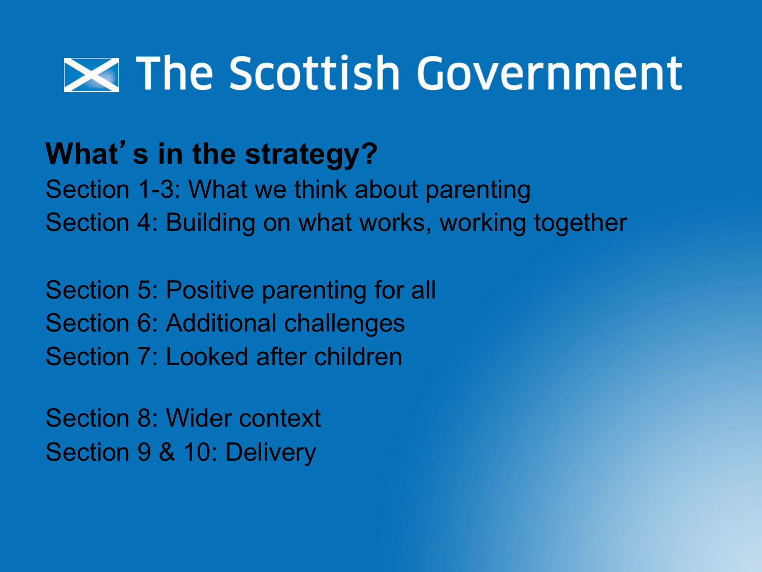# The Scottish Government

## What's in the strategy?

Section 1-3: What we think about parenting
Section 4: Building on what works, working together

Section 5: Positive parenting for all
Section 6: Additional challenges
Section 7: Looked after children

Section 8: Wider context
Section 9 & 10: Delivery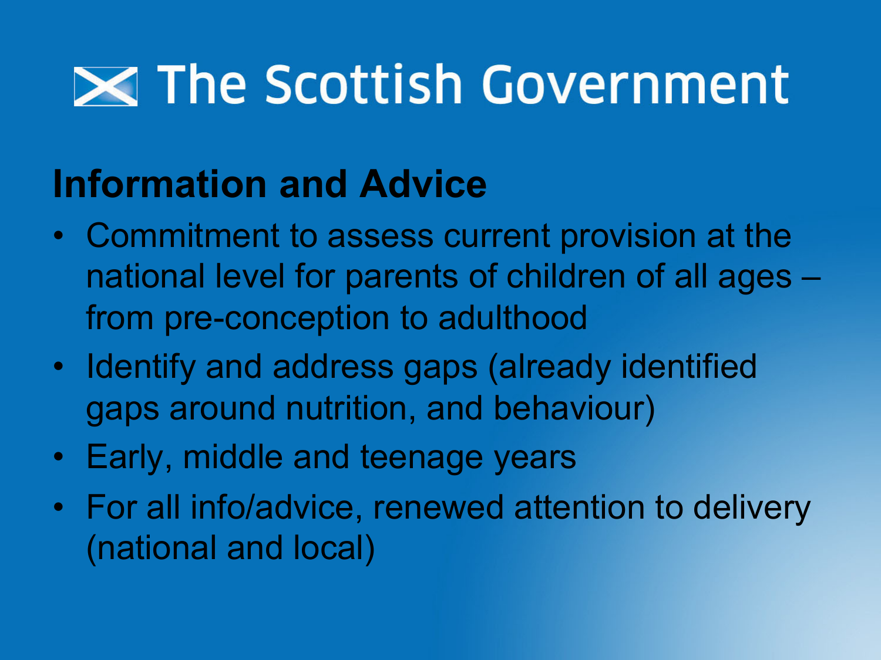# The Scottish Government

## Information and Advice

- Commitment to assess current provision at the national level for parents of children of all ages – from pre-conception to adulthood
- Identify and address gaps (already identified gaps around nutrition, and behaviour)
- Early, middle and teenage years
- For all info/advice, renewed attention to delivery (national and local)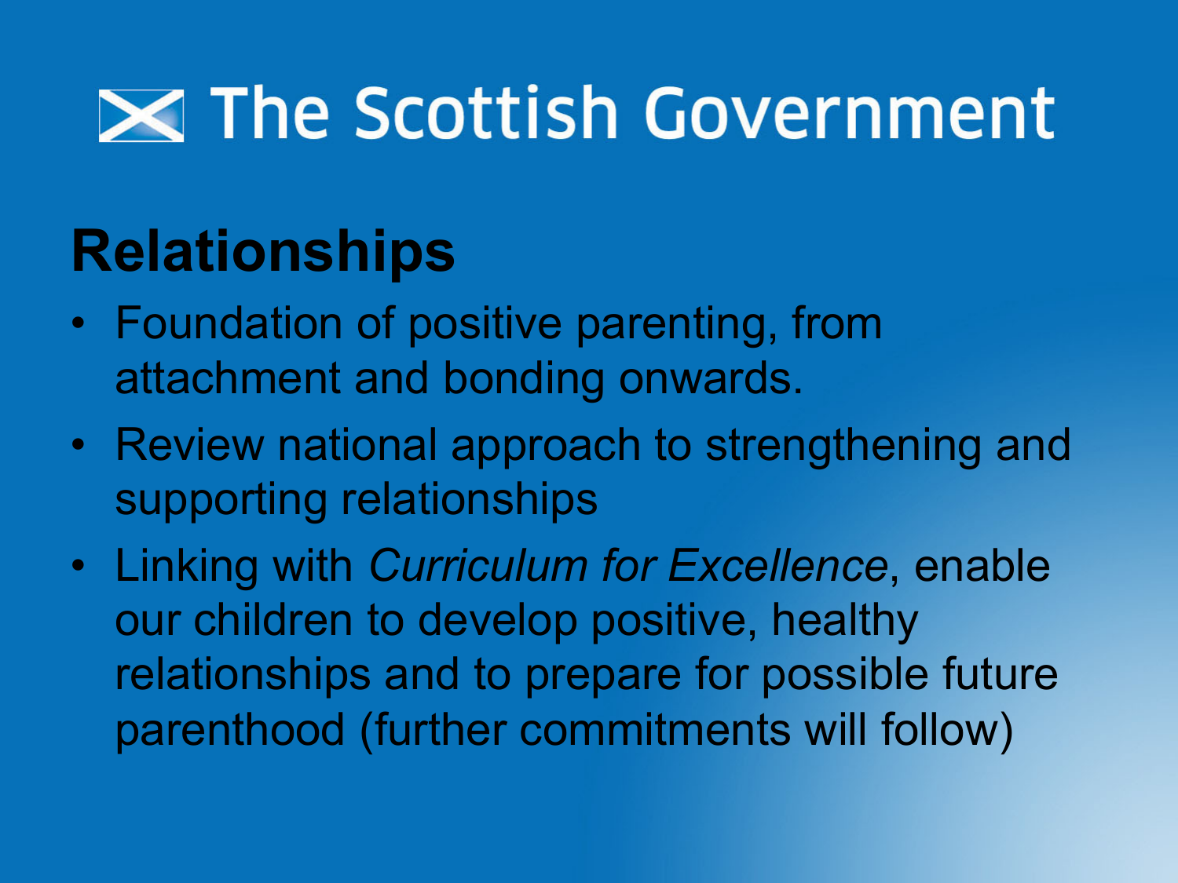The Scottish Government

## Relationships

- Foundation of positive parenting, from attachment and bonding onwards.
- Review national approach to strengthening and supporting relationships
- Linking with *Curriculum for Excellence*, enable our children to develop positive, healthy relationships and to prepare for possible future parenthood (further commitments will follow)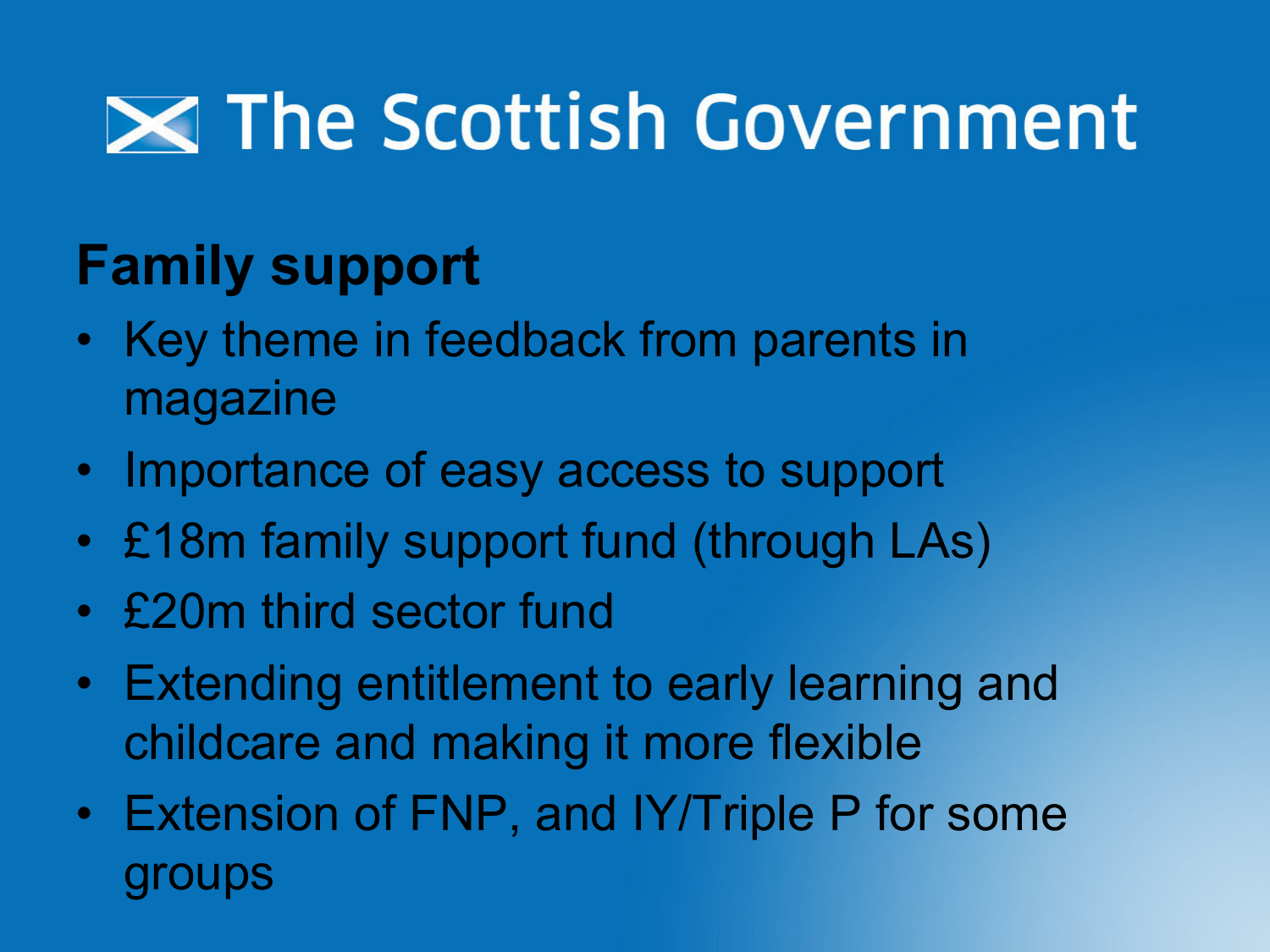# The Scottish Government

## Family support

- Key theme in feedback from parents in magazine
- Importance of easy access to support
- £18m family support fund (through LAs)
- £20m third sector fund
- Extending entitlement to early learning and childcare and making it more flexible
- Extension of FNP, and IY/Triple P for some groups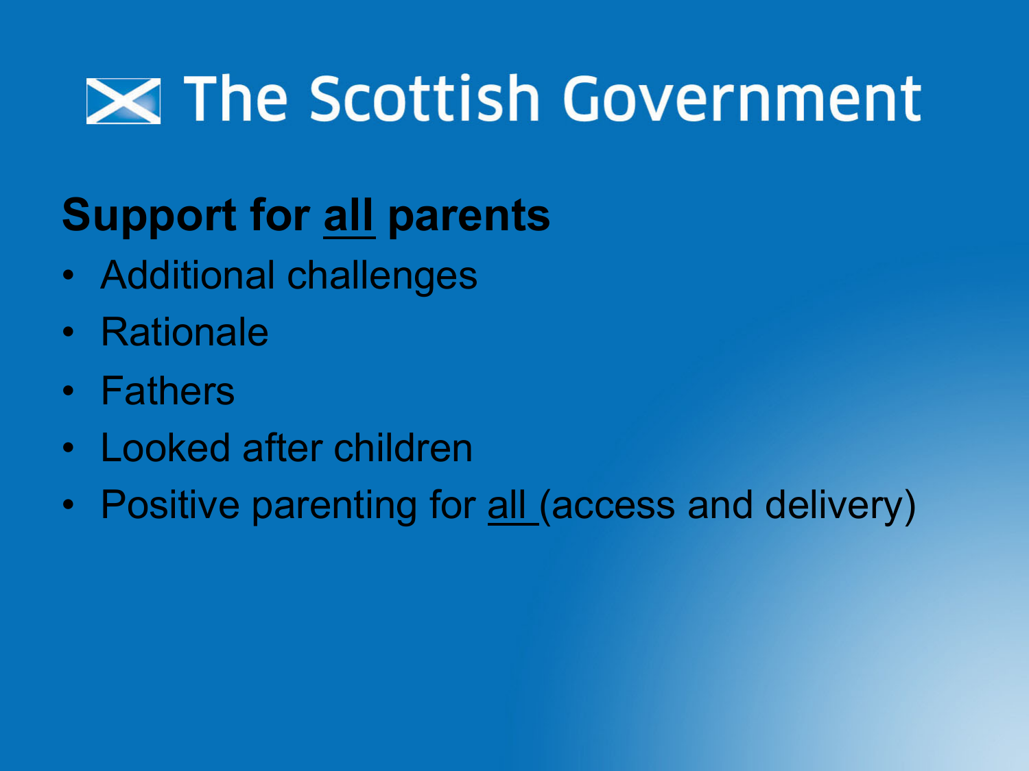# The Scottish Government

## Support for all parents

- Additional challenges
- Rationale
- Fathers
- Looked after children
- Positive parenting for all (access and delivery)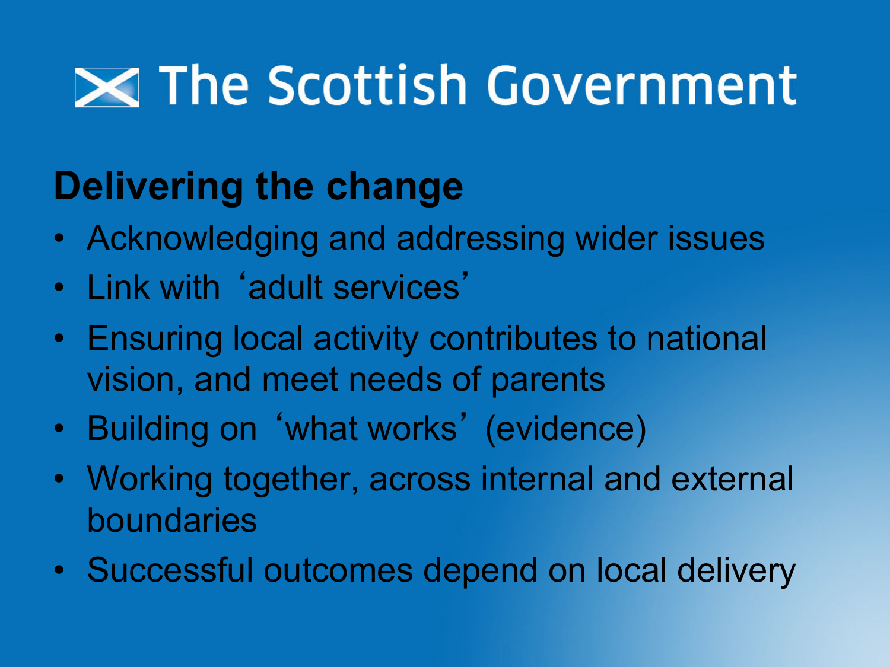# The Scottish Government

## Delivering the change

- Acknowledging and addressing wider issues
- Link with ‘adult services’
- Ensuring local activity contributes to national vision, and meet needs of parents
- Building on ‘what works’ (evidence)
- Working together, across internal and external boundaries
- Successful outcomes depend on local delivery